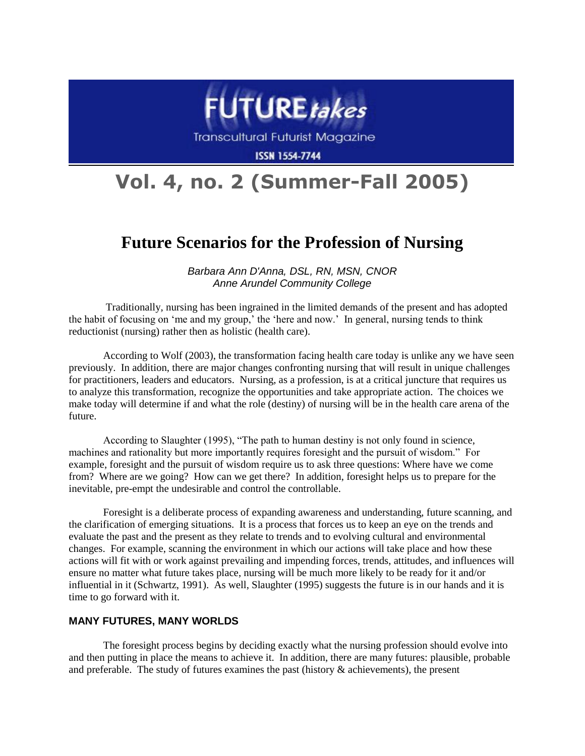# FUTURE*takes*

Transcultural Futurist Magazine

ISSN 1554-7744

# Vol. 4, no. 2 (Summer-Fall 2005)

## Future Scenarios for the Profession of Nursing

*Barbara Ann D'Anna, DSL, RN, MSN, CNOR*
*Anne Arundel Community College*

Traditionally, nursing has been ingrained in the limited demands of the present and has adopted the habit of focusing on 'me and my group,' the 'here and now.' In general, nursing tends to think reductionist (nursing) rather then as holistic (health care).

According to Wolf (2003), the transformation facing health care today is unlike any we have seen previously. In addition, there are major changes confronting nursing that will result in unique challenges for practitioners, leaders and educators. Nursing, as a profession, is at a critical juncture that requires us to analyze this transformation, recognize the opportunities and take appropriate action. The choices we make today will determine if and what the role (destiny) of nursing will be in the health care arena of the future.

According to Slaughter (1995), "The path to human destiny is not only found in science, machines and rationality but more importantly requires foresight and the pursuit of wisdom." For example, foresight and the pursuit of wisdom require us to ask three questions: Where have we come from? Where are we going? How can we get there? In addition, foresight helps us to prepare for the inevitable, pre-empt the undesirable and control the controllable.

Foresight is a deliberate process of expanding awareness and understanding, future scanning, and the clarification of emerging situations. It is a process that forces us to keep an eye on the trends and evaluate the past and the present as they relate to trends and to evolving cultural and environmental changes. For example, scanning the environment in which our actions will take place and how these actions will fit with or work against prevailing and impending forces, trends, attitudes, and influences will ensure no matter what future takes place, nursing will be much more likely to be ready for it and/or influential in it (Schwartz, 1991). As well, Slaughter (1995) suggests the future is in our hands and it is time to go forward with it.

### MANY FUTURES, MANY WORLDS

The foresight process begins by deciding exactly what the nursing profession should evolve into and then putting in place the means to achieve it. In addition, there are many futures: plausible, probable and preferable. The study of futures examines the past (history & achievements), the present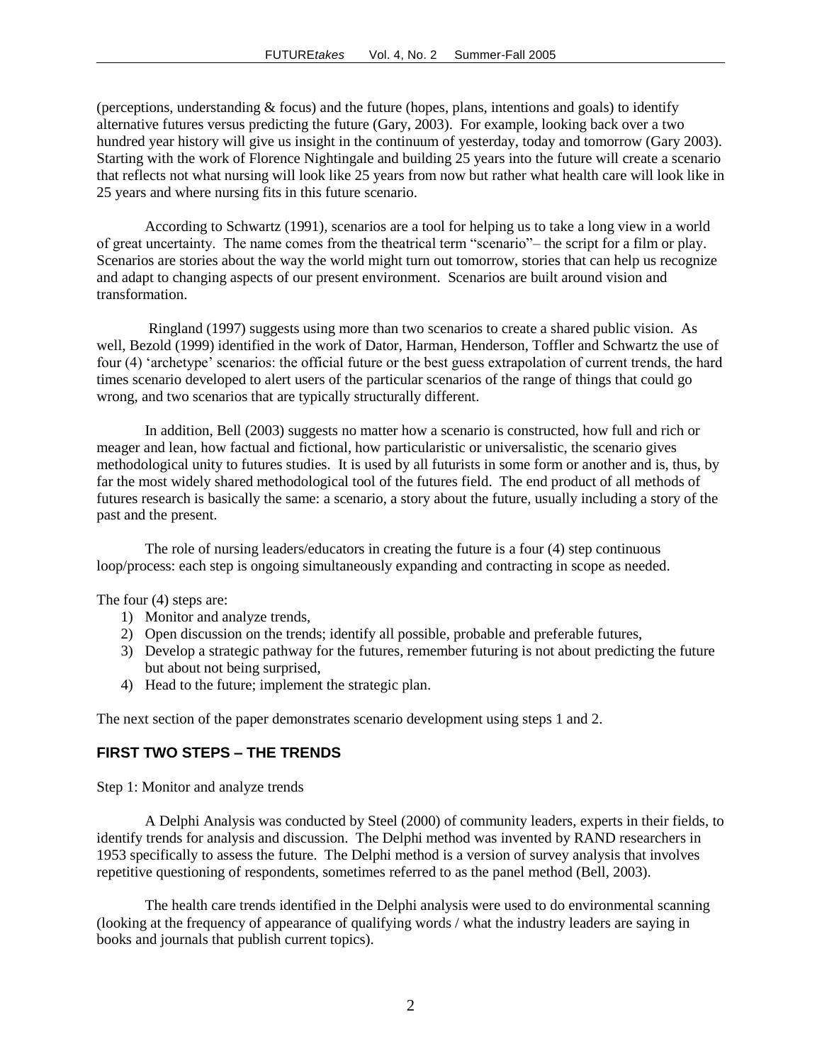(perceptions, understanding & focus) and the future (hopes, plans, intentions and goals) to identify alternative futures versus predicting the future (Gary, 2003). For example, looking back over a two hundred year history will give us insight in the continuum of yesterday, today and tomorrow (Gary 2003). Starting with the work of Florence Nightingale and building 25 years into the future will create a scenario that reflects not what nursing will look like 25 years from now but rather what health care will look like in 25 years and where nursing fits in this future scenario.

According to Schwartz (1991), scenarios are a tool for helping us to take a long view in a world of great uncertainty. The name comes from the theatrical term "scenario"– the script for a film or play. Scenarios are stories about the way the world might turn out tomorrow, stories that can help us recognize and adapt to changing aspects of our present environment. Scenarios are built around vision and transformation.

Ringland (1997) suggests using more than two scenarios to create a shared public vision. As well, Bezold (1999) identified in the work of Dator, Harman, Henderson, Toffler and Schwartz the use of four (4) 'archetype' scenarios: the official future or the best guess extrapolation of current trends, the hard times scenario developed to alert users of the particular scenarios of the range of things that could go wrong, and two scenarios that are typically structurally different.

In addition, Bell (2003) suggests no matter how a scenario is constructed, how full and rich or meager and lean, how factual and fictional, how particularistic or universalistic, the scenario gives methodological unity to futures studies. It is used by all futurists in some form or another and is, thus, by far the most widely shared methodological tool of the futures field. The end product of all methods of futures research is basically the same: a scenario, a story about the future, usually including a story of the past and the present.

The role of nursing leaders/educators in creating the future is a four (4) step continuous loop/process: each step is ongoing simultaneously expanding and contracting in scope as needed.

The four (4) steps are:

1) Monitor and analyze trends,
2) Open discussion on the trends; identify all possible, probable and preferable futures,
3) Develop a strategic pathway for the futures, remember futuring is not about predicting the future but about not being surprised,
4) Head to the future; implement the strategic plan.

The next section of the paper demonstrates scenario development using steps 1 and 2.

## FIRST TWO STEPS – THE TRENDS

Step 1: Monitor and analyze trends

A Delphi Analysis was conducted by Steel (2000) of community leaders, experts in their fields, to identify trends for analysis and discussion. The Delphi method was invented by RAND researchers in 1953 specifically to assess the future. The Delphi method is a version of survey analysis that involves repetitive questioning of respondents, sometimes referred to as the panel method (Bell, 2003).

The health care trends identified in the Delphi analysis were used to do environmental scanning (looking at the frequency of appearance of qualifying words / what the industry leaders are saying in books and journals that publish current topics).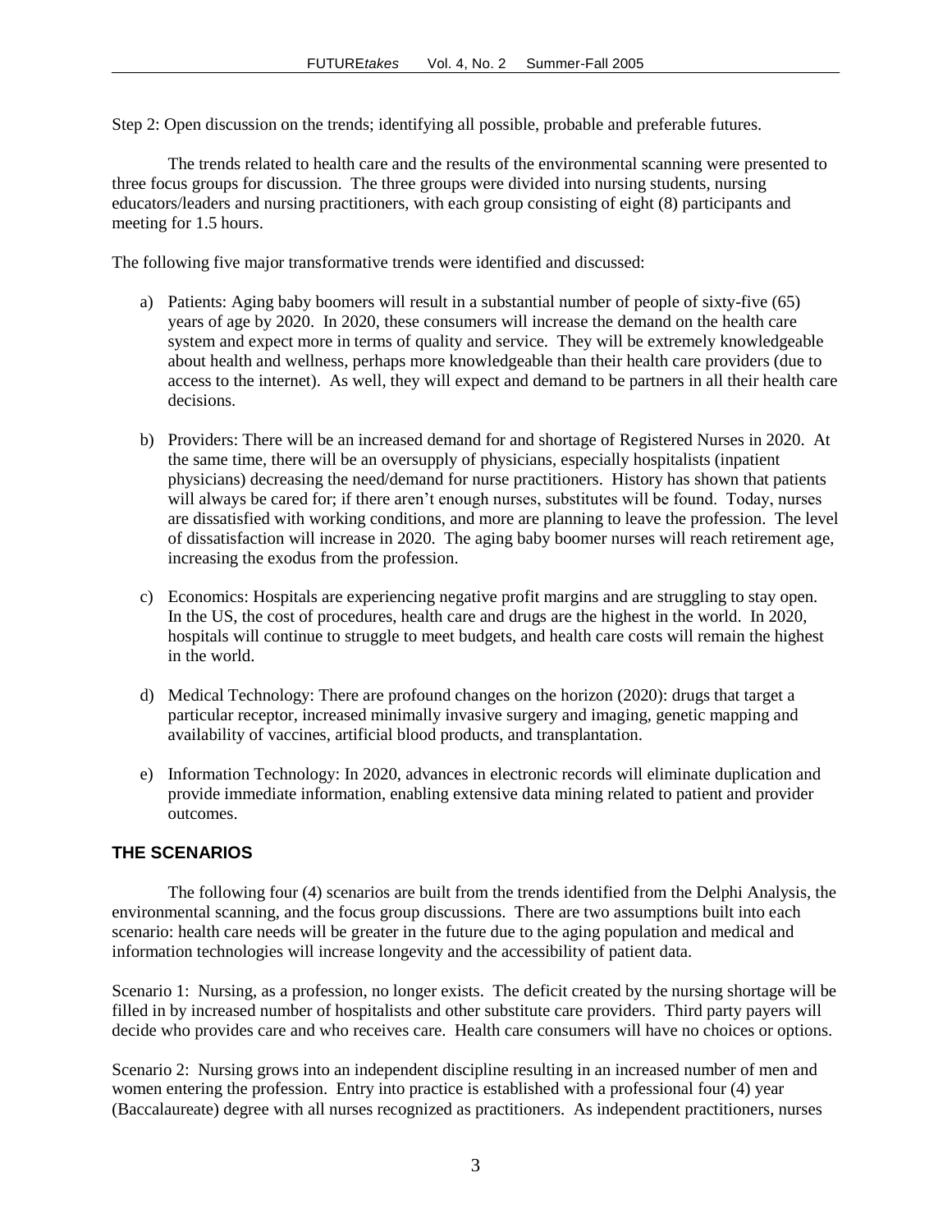Step 2: Open discussion on the trends; identifying all possible, probable and preferable futures.

The trends related to health care and the results of the environmental scanning were presented to three focus groups for discussion. The three groups were divided into nursing students, nursing educators/leaders and nursing practitioners, with each group consisting of eight (8) participants and meeting for 1.5 hours.

The following five major transformative trends were identified and discussed:

a) Patients: Aging baby boomers will result in a substantial number of people of sixty-five (65) years of age by 2020. In 2020, these consumers will increase the demand on the health care system and expect more in terms of quality and service. They will be extremely knowledgeable about health and wellness, perhaps more knowledgeable than their health care providers (due to access to the internet). As well, they will expect and demand to be partners in all their health care decisions.

b) Providers: There will be an increased demand for and shortage of Registered Nurses in 2020. At the same time, there will be an oversupply of physicians, especially hospitalists (inpatient physicians) decreasing the need/demand for nurse practitioners. History has shown that patients will always be cared for; if there aren't enough nurses, substitutes will be found. Today, nurses are dissatisfied with working conditions, and more are planning to leave the profession. The level of dissatisfaction will increase in 2020. The aging baby boomer nurses will reach retirement age, increasing the exodus from the profession.

c) Economics: Hospitals are experiencing negative profit margins and are struggling to stay open. In the US, the cost of procedures, health care and drugs are the highest in the world. In 2020, hospitals will continue to struggle to meet budgets, and health care costs will remain the highest in the world.

d) Medical Technology: There are profound changes on the horizon (2020): drugs that target a particular receptor, increased minimally invasive surgery and imaging, genetic mapping and availability of vaccines, artificial blood products, and transplantation.

e) Information Technology: In 2020, advances in electronic records will eliminate duplication and provide immediate information, enabling extensive data mining related to patient and provider outcomes.

## THE SCENARIOS

The following four (4) scenarios are built from the trends identified from the Delphi Analysis, the environmental scanning, and the focus group discussions. There are two assumptions built into each scenario: health care needs will be greater in the future due to the aging population and medical and information technologies will increase longevity and the accessibility of patient data.

Scenario 1: Nursing, as a profession, no longer exists. The deficit created by the nursing shortage will be filled in by increased number of hospitalists and other substitute care providers. Third party payers will decide who provides care and who receives care. Health care consumers will have no choices or options.

Scenario 2: Nursing grows into an independent discipline resulting in an increased number of men and women entering the profession. Entry into practice is established with a professional four (4) year (Baccalaureate) degree with all nurses recognized as practitioners. As independent practitioners, nurses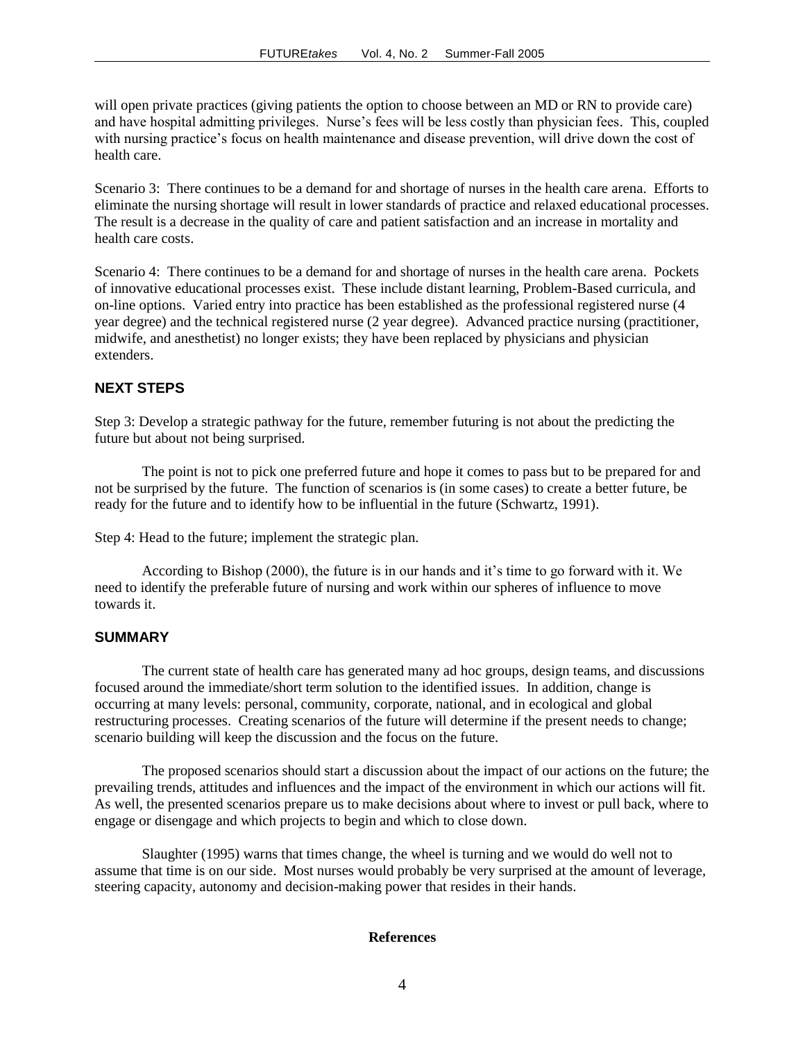will open private practices (giving patients the option to choose between an MD or RN to provide care) and have hospital admitting privileges. Nurse's fees will be less costly than physician fees. This, coupled with nursing practice's focus on health maintenance and disease prevention, will drive down the cost of health care.

Scenario 3: There continues to be a demand for and shortage of nurses in the health care arena. Efforts to eliminate the nursing shortage will result in lower standards of practice and relaxed educational processes. The result is a decrease in the quality of care and patient satisfaction and an increase in mortality and health care costs.

Scenario 4: There continues to be a demand for and shortage of nurses in the health care arena. Pockets of innovative educational processes exist. These include distant learning, Problem-Based curricula, and on-line options. Varied entry into practice has been established as the professional registered nurse (4 year degree) and the technical registered nurse (2 year degree). Advanced practice nursing (practitioner, midwife, and anesthetist) no longer exists; they have been replaced by physicians and physician extenders.

## NEXT STEPS

Step 3: Develop a strategic pathway for the future, remember futuring is not about the predicting the future but about not being surprised.

The point is not to pick one preferred future and hope it comes to pass but to be prepared for and not be surprised by the future. The function of scenarios is (in some cases) to create a better future, be ready for the future and to identify how to be influential in the future (Schwartz, 1991).

Step 4: Head to the future; implement the strategic plan.

According to Bishop (2000), the future is in our hands and it's time to go forward with it. We need to identify the preferable future of nursing and work within our spheres of influence to move towards it.

## SUMMARY

The current state of health care has generated many ad hoc groups, design teams, and discussions focused around the immediate/short term solution to the identified issues. In addition, change is occurring at many levels: personal, community, corporate, national, and in ecological and global restructuring processes. Creating scenarios of the future will determine if the present needs to change; scenario building will keep the discussion and the focus on the future.

The proposed scenarios should start a discussion about the impact of our actions on the future; the prevailing trends, attitudes and influences and the impact of the environment in which our actions will fit. As well, the presented scenarios prepare us to make decisions about where to invest or pull back, where to engage or disengage and which projects to begin and which to close down.

Slaughter (1995) warns that times change, the wheel is turning and we would do well not to assume that time is on our side. Most nurses would probably be very surprised at the amount of leverage, steering capacity, autonomy and decision-making power that resides in their hands.

**References**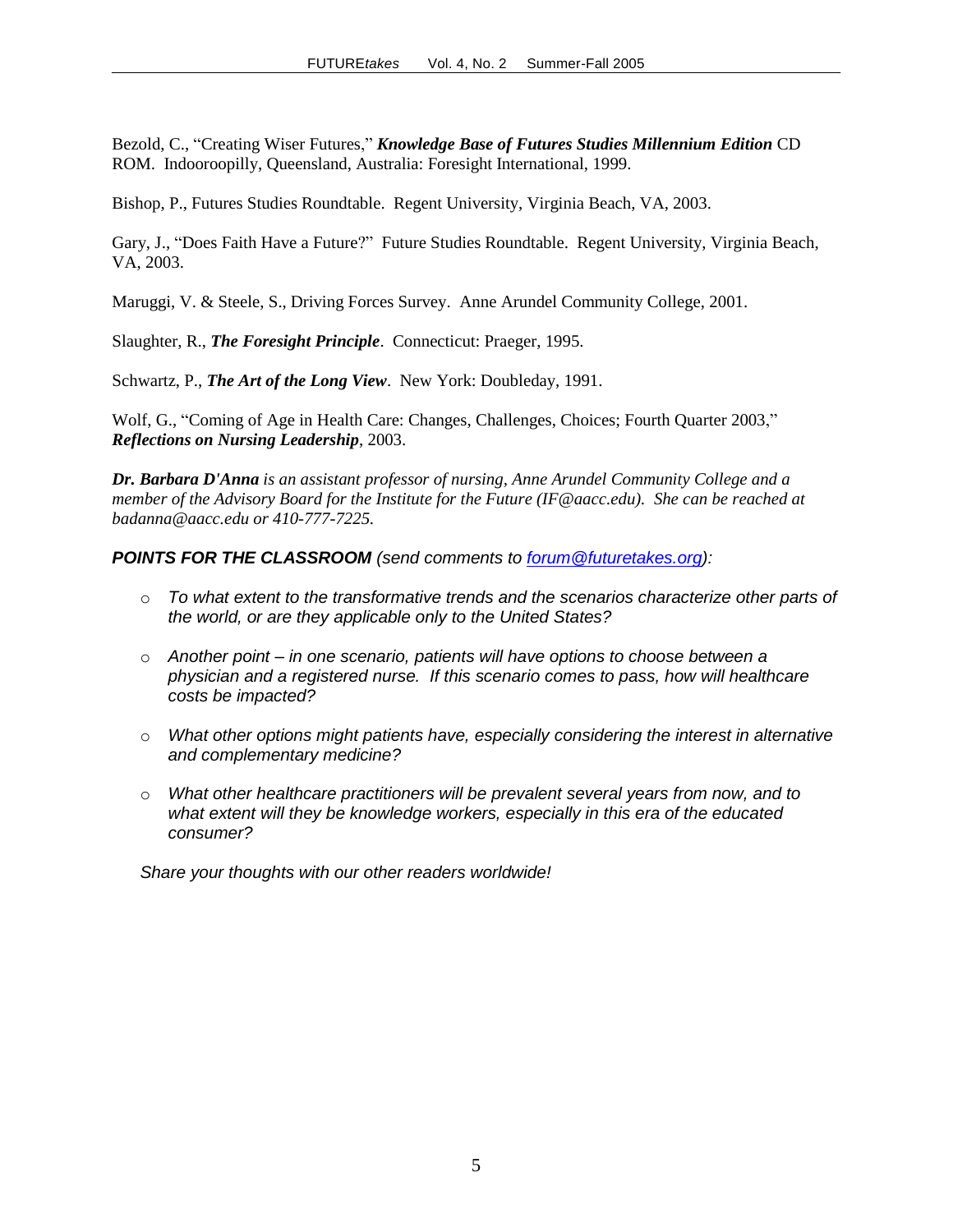Bezold, C., "Creating Wiser Futures," ***Knowledge Base of Futures Studies Millennium Edition*** CD ROM. Indooroopilly, Queensland, Australia: Foresight International, 1999.

Bishop, P., Futures Studies Roundtable. Regent University, Virginia Beach, VA, 2003.

Gary, J., "Does Faith Have a Future?" Future Studies Roundtable. Regent University, Virginia Beach, VA, 2003.

Maruggi, V. & Steele, S., Driving Forces Survey. Anne Arundel Community College, 2001.

Slaughter, R., ***The Foresight Principle***. Connecticut: Praeger, 1995.

Schwartz, P., ***The Art of the Long View***. New York: Doubleday, 1991.

Wolf, G., "Coming of Age in Health Care: Changes, Challenges, Choices; Fourth Quarter 2003," ***Reflections on Nursing Leadership***, 2003.

***Dr. Barbara D'Anna*** *is an assistant professor of nursing, Anne Arundel Community College and a member of the Advisory Board for the Institute for the Future (IF@aacc.edu). She can be reached at badanna@aacc.edu or 410-777-7225.*

***POINTS FOR THE CLASSROOM*** *(send comments to [forum@futuretakes.org](mailto:forum@futuretakes.org)):*

- *To what extent to the transformative trends and the scenarios characterize other parts of the world, or are they applicable only to the United States?*
- *Another point – in one scenario, patients will have options to choose between a physician and a registered nurse. If this scenario comes to pass, how will healthcare costs be impacted?*
- *What other options might patients have, especially considering the interest in alternative and complementary medicine?*
- *What other healthcare practitioners will be prevalent several years from now, and to what extent will they be knowledge workers, especially in this era of the educated consumer?*

*Share your thoughts with our other readers worldwide!*